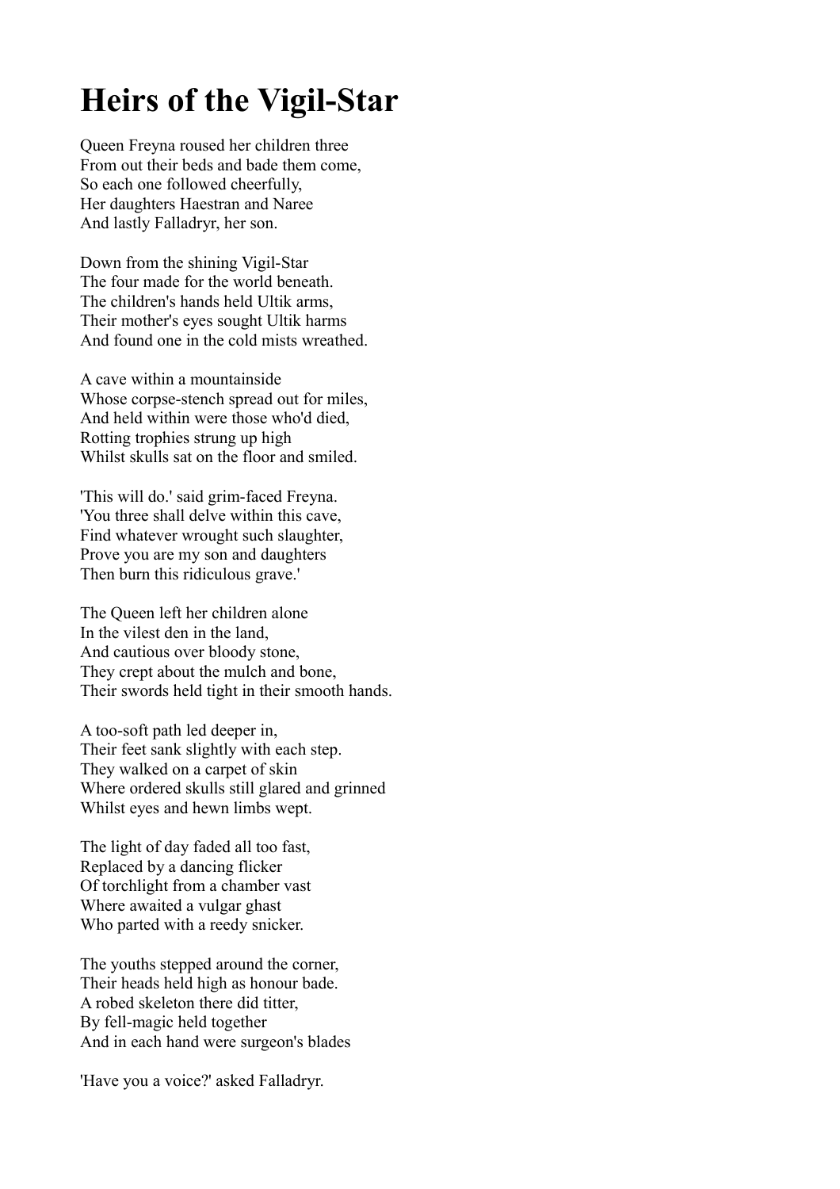# Heirs of the Vigil-Star

Queen Freyna roused her children three
From out their beds and bade them come,
So each one followed cheerfully,
Her daughters Haestran and Naree
And lastly Falladryr, her son.

Down from the shining Vigil-Star
The four made for the world beneath.
The children's hands held Ultik arms,
Their mother's eyes sought Ultik harms
And found one in the cold mists wreathed.

A cave within a mountainside
Whose corpse-stench spread out for miles,
And held within were those who'd died,
Rotting trophies strung up high
Whilst skulls sat on the floor and smiled.

'This will do.' said grim-faced Freyna.
'You three shall delve within this cave,
Find whatever wrought such slaughter,
Prove you are my son and daughters
Then burn this ridiculous grave.'

The Queen left her children alone
In the vilest den in the land,
And cautious over bloody stone,
They crept about the mulch and bone,
Their swords held tight in their smooth hands.

A too-soft path led deeper in,
Their feet sank slightly with each step.
They walked on a carpet of skin
Where ordered skulls still glared and grinned
Whilst eyes and hewn limbs wept.

The light of day faded all too fast,
Replaced by a dancing flicker
Of torchlight from a chamber vast
Where awaited a vulgar ghast
Who parted with a reedy snicker.

The youths stepped around the corner,
Their heads held high as honour bade.
A robed skeleton there did titter,
By fell-magic held together
And in each hand were surgeon's blades

'Have you a voice?' asked Falladryr.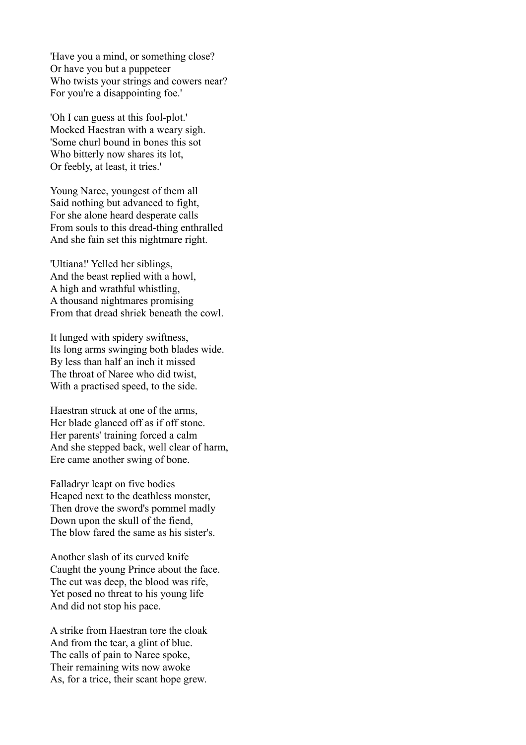'Have you a mind, or something close?
Or have you but a puppeteer
Who twists your strings and cowers near?
For you're a disappointing foe.'

'Oh I can guess at this fool-plot.'
Mocked Haestran with a weary sigh.
'Some churl bound in bones this sot
Who bitterly now shares its lot,
Or feebly, at least, it tries.'

Young Naree, youngest of them all
Said nothing but advanced to fight,
For she alone heard desperate calls
From souls to this dread-thing enthralled
And she fain set this nightmare right.

'Ultiana!' Yelled her siblings,
And the beast replied with a howl,
A high and wrathful whistling,
A thousand nightmares promising
From that dread shriek beneath the cowl.

It lunged with spidery swiftness,
Its long arms swinging both blades wide.
By less than half an inch it missed
The throat of Naree who did twist,
With a practised speed, to the side.

Haestran struck at one of the arms,
Her blade glanced off as if off stone.
Her parents' training forced a calm
And she stepped back, well clear of harm,
Ere came another swing of bone.

Falladryr leapt on five bodies
Heaped next to the deathless monster,
Then drove the sword's pommel madly
Down upon the skull of the fiend,
The blow fared the same as his sister's.

Another slash of its curved knife
Caught the young Prince about the face.
The cut was deep, the blood was rife,
Yet posed no threat to his young life
And did not stop his pace.

A strike from Haestran tore the cloak
And from the tear, a glint of blue.
The calls of pain to Naree spoke,
Their remaining wits now awoke
As, for a trice, their scant hope grew.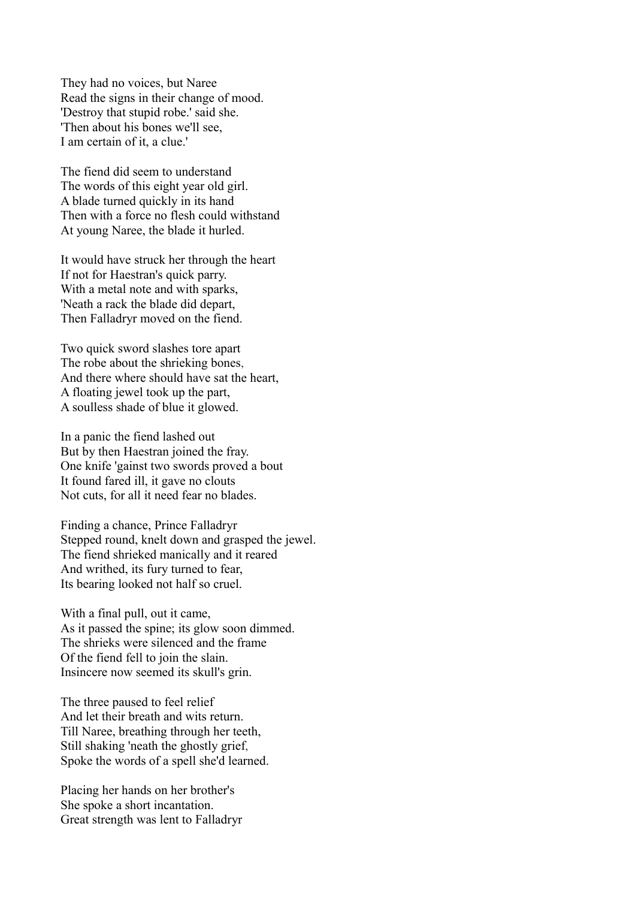They had no voices, but Naree
Read the signs in their change of mood.
'Destroy that stupid robe.' said she.
'Then about his bones we'll see,
I am certain of it, a clue.'

The fiend did seem to understand
The words of this eight year old girl.
A blade turned quickly in its hand
Then with a force no flesh could withstand
At young Naree, the blade it hurled.

It would have struck her through the heart
If not for Haestran's quick parry.
With a metal note and with sparks,
'Neath a rack the blade did depart,
Then Falladryr moved on the fiend.

Two quick sword slashes tore apart
The robe about the shrieking bones,
And there where should have sat the heart,
A floating jewel took up the part,
A soulless shade of blue it glowed.

In a panic the fiend lashed out
But by then Haestran joined the fray.
One knife 'gainst two swords proved a bout
It found fared ill, it gave no clouts
Not cuts, for all it need fear no blades.

Finding a chance, Prince Falladryr
Stepped round, knelt down and grasped the jewel.
The fiend shrieked manically and it reared
And writhed, its fury turned to fear,
Its bearing looked not half so cruel.

With a final pull, out it came,
As it passed the spine; its glow soon dimmed.
The shrieks were silenced and the frame
Of the fiend fell to join the slain.
Insincere now seemed its skull's grin.

The three paused to feel relief
And let their breath and wits return.
Till Naree, breathing through her teeth,
Still shaking 'neath the ghostly grief,
Spoke the words of a spell she'd learned.

Placing her hands on her brother's
She spoke a short incantation.
Great strength was lent to Falladryr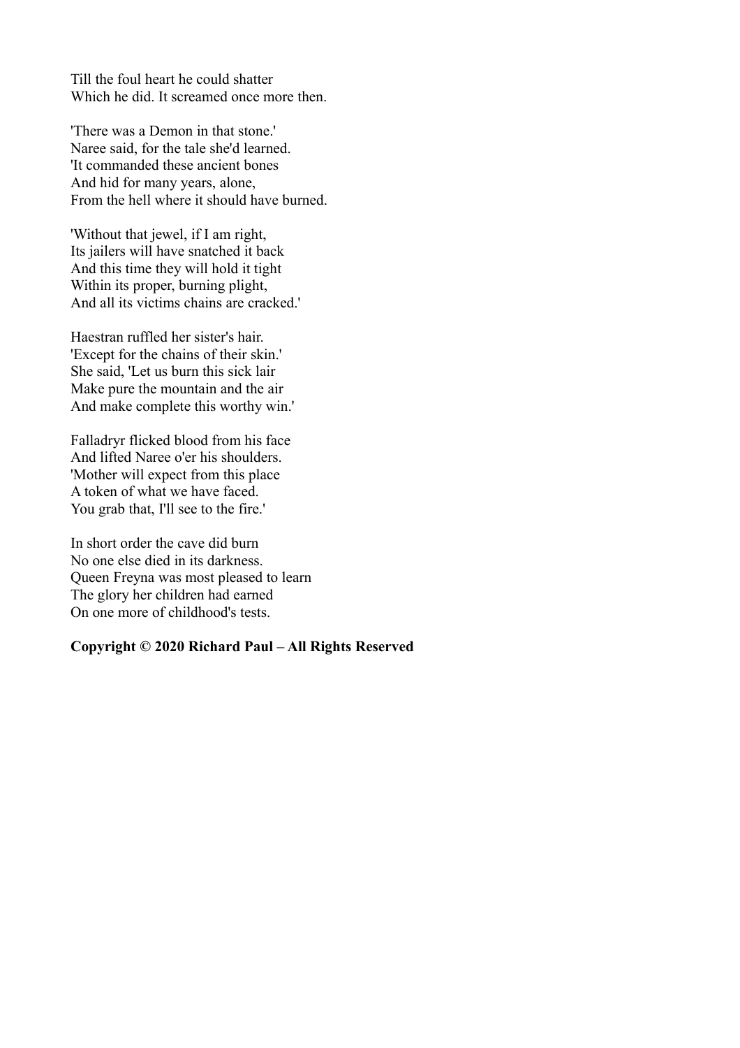Till the foul heart he could shatter
Which he did. It screamed once more then.

'There was a Demon in that stone.'
Naree said, for the tale she'd learned.
'It commanded these ancient bones
And hid for many years, alone,
From the hell where it should have burned.

'Without that jewel, if I am right,
Its jailers will have snatched it back
And this time they will hold it tight
Within its proper, burning plight,
And all its victims chains are cracked.'

Haestran ruffled her sister's hair.
'Except for the chains of their skin.'
She said, 'Let us burn this sick lair
Make pure the mountain and the air
And make complete this worthy win.'

Falladryr flicked blood from his face
And lifted Naree o'er his shoulders.
'Mother will expect from this place
A token of what we have faced.
You grab that, I'll see to the fire.'

In short order the cave did burn
No one else died in its darkness.
Queen Freyna was most pleased to learn
The glory her children had earned
On one more of childhood's tests.

**Copyright © 2020 Richard Paul – All Rights Reserved**